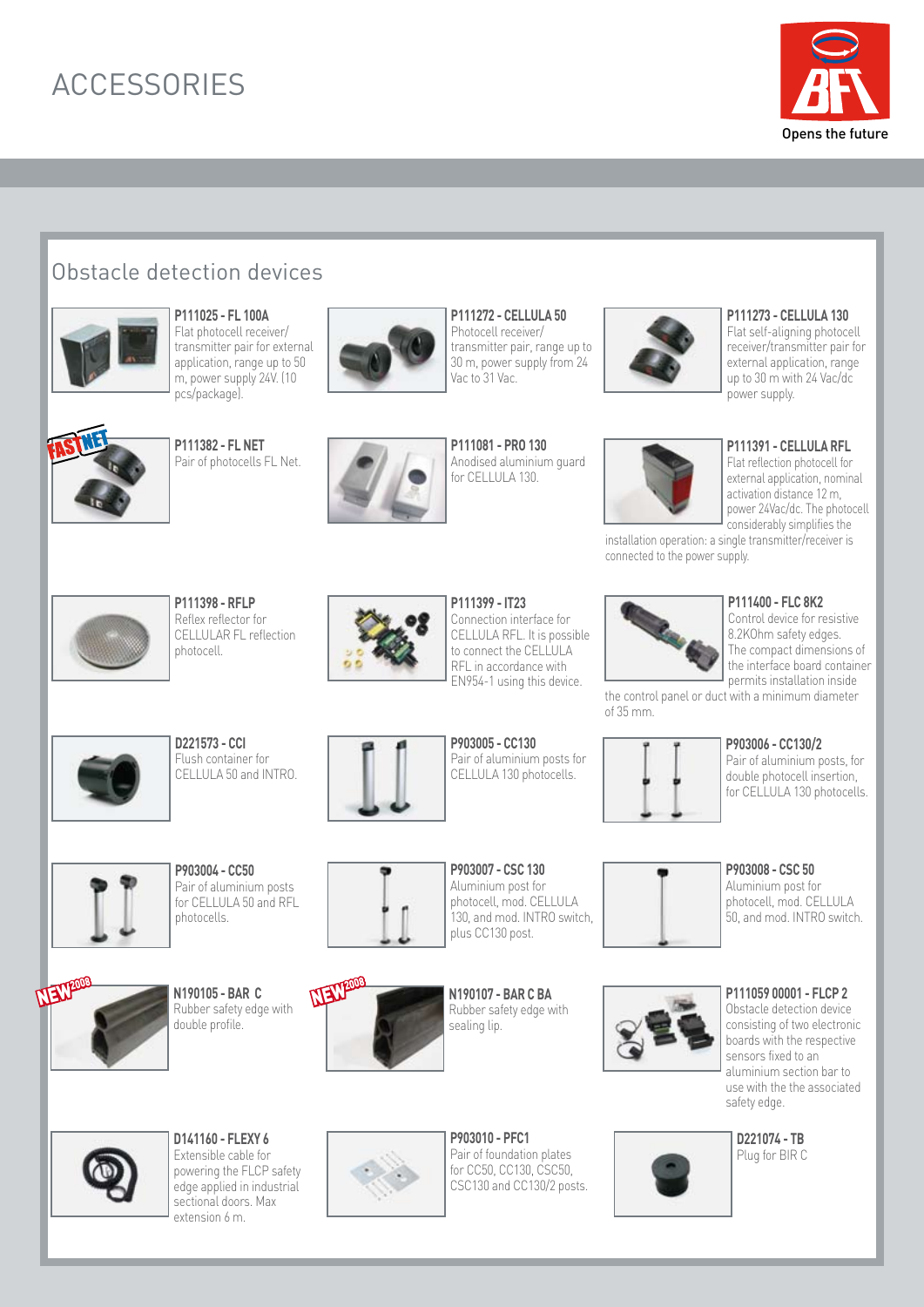# ACCESSORIES

Opens the future

## Obstacle detection devices

**P111025 - FL 100A**
Flat photocell receiver/ transmitter pair for external application, range up to 50 m, power supply 24V. (10 pcs/package).

**P111272 - CELLULA 50**
Photocell receiver/ transmitter pair, range up to 30 m, power supply from 24 Vac to 31 Vac.

**P111273 - CELLULA 130**
Flat self-aligning photocell receiver/transmitter pair for external application, range up to 30 m with 24 Vac/dc power supply.

FASTNET

**P111382 - FL NET**
Pair of photocells FL Net.

**P111081 - PRO 130**
Anodised aluminium guard for CELLULA 130.

**P111391 - CELLULA RFL**
Flat reflection photocell for external application, nominal activation distance 12 m, power 24Vac/dc. The photocell considerably simplifies the installation operation: a single transmitter/receiver is connected to the power supply.

**P111398 - RFLP**
Reflex reflector for CELLULAR FL reflection photocell.

**P111399 - IT23**
Connection interface for CELLULA RFL. It is possible to connect the CELLULA RFL in accordance with EN954-1 using this device.

**P111400 - FLC 8K2**
Control device for resistive 8.2KOhm safety edges. The compact dimensions of the interface board container permits installation inside the control panel or duct with a minimum diameter of 35 mm.

**D221573 - CCI**
Flush container for CELLULA 50 and INTRO.

**P903005 - CC130**
Pair of aluminium posts for CELLULA 130 photocells.

**P903006 - CC130/2**
Pair of aluminium posts, for double photocell insertion, for CELLULA 130 photocells.

**P903004 - CC50**
Pair of aluminium posts for CELLULA 50 and RFL photocells.

**P903007 - CSC 130**
Aluminium post for photocell, mod. CELLULA 130, and mod. INTRO switch, plus CC130 post.

**P903008 - CSC 50**
Aluminium post for photocell, mod. CELLULA 50, and mod. INTRO switch.

NEW 2008

**N190105 - BAR C**
Rubber safety edge with double profile.

NEW 2008

**N190107 - BAR C BA**
Rubber safety edge with sealing lip.

**P111059 00001 - FLCP 2**
Obstacle detection device consisting of two electronic boards with the respective sensors fixed to an aluminium section bar to use with the the associated safety edge.

**D141160 - FLEXY 6**
Extensible cable for powering the FLCP safety edge applied in industrial sectional doors. Max extension 6 m.

**P903010 - PFC1**
Pair of foundation plates for CC50, CC130, CSC50, CSC130 and CC130/2 posts.

**D221074 - TB**
Plug for BIR C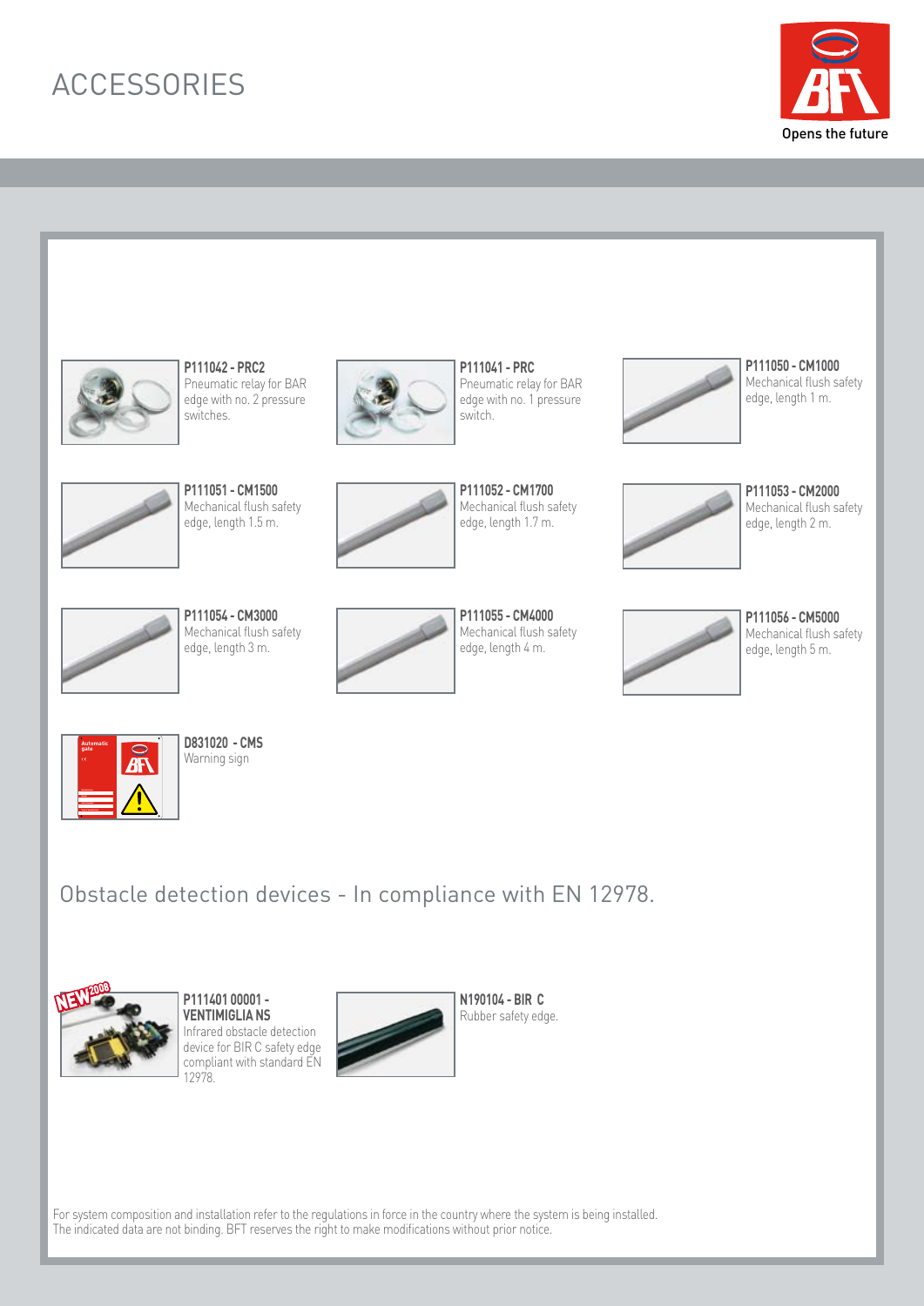# ACCESSORIES

Opens the future

**P111042 - PRC2**
Pneumatic relay for BAR edge with no. 2 pressure switches.

**P111041 - PRC**
Pneumatic relay for BAR edge with no. 1 pressure switch.

**P111050 - CM1000**
Mechanical flush safety edge, length 1 m.

**P111051 - CM1500**
Mechanical flush safety edge, length 1.5 m.

**P111052 - CM1700**
Mechanical flush safety edge, length 1.7 m.

**P111053 - CM2000**
Mechanical flush safety edge, length 2 m.

**P111054 - CM3000**
Mechanical flush safety edge, length 3 m.

**P111055 - CM4000**
Mechanical flush safety edge, length 4 m.

**P111056 - CM5000**
Mechanical flush safety edge, length 5 m.

**D831020 - CMS**
Warning sign

## Obstacle detection devices - In compliance with EN 12978.

NEW 2008

**P111401 00001 - VENTIMIGLIA NS**
Infrared obstacle detection device for BIR C safety edge compliant with standard EN 12978.

**N190104 - BIR C**
Rubber safety edge.

For system composition and installation refer to the regulations in force in the country where the system is being installed.
The indicated data are not binding. BFT reserves the right to make modifications without prior notice.